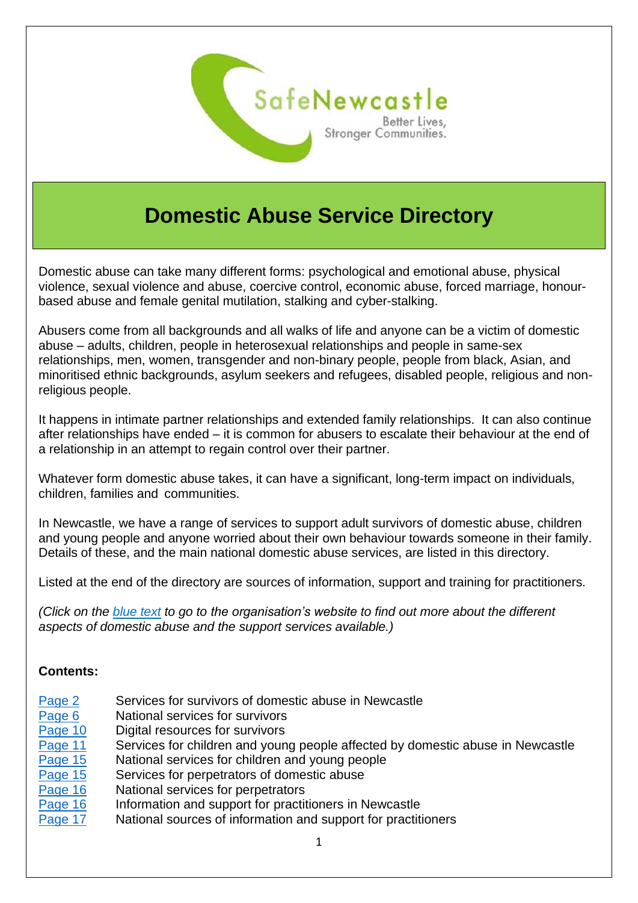SafeNewcastle

Better Lives, Stronger Communities.

# Domestic Abuse Service Directory

Domestic abuse can take many different forms: psychological and emotional abuse, physical violence, sexual violence and abuse, coercive control, economic abuse, forced marriage, honour-based abuse and female genital mutilation, stalking and cyber-stalking.

Abusers come from all backgrounds and all walks of life and anyone can be a victim of domestic abuse – adults, children, people in heterosexual relationships and people in same-sex relationships, men, women, transgender and non-binary people, people from black, Asian, and minoritised ethnic backgrounds, asylum seekers and refugees, disabled people, religious and non-religious people.

It happens in intimate partner relationships and extended family relationships. It can also continue after relationships have ended – it is common for abusers to escalate their behaviour at the end of a relationship in an attempt to regain control over their partner.

Whatever form domestic abuse takes, it can have a significant, long-term impact on individuals, children, families and communities.

In Newcastle, we have a range of services to support adult survivors of domestic abuse, children and young people and anyone worried about their own behaviour towards someone in their family. Details of these, and the main national domestic abuse services, are listed in this directory.

Listed at the end of the directory are sources of information, support and training for practitioners.

*(Click on the blue text to go to the organisation's website to find out more about the different aspects of domestic abuse and the support services available.)*

**Contents:**

| | |
|---|---|
| Page 2 | Services for survivors of domestic abuse in Newcastle |
| Page 6 | National services for survivors |
| Page 10 | Digital resources for survivors |
| Page 11 | Services for children and young people affected by domestic abuse in Newcastle |
| Page 15 | National services for children and young people |
| Page 15 | Services for perpetrators of domestic abuse |
| Page 16 | National services for perpetrators |
| Page 16 | Information and support for practitioners in Newcastle |
| Page 17 | National sources of information and support for practitioners |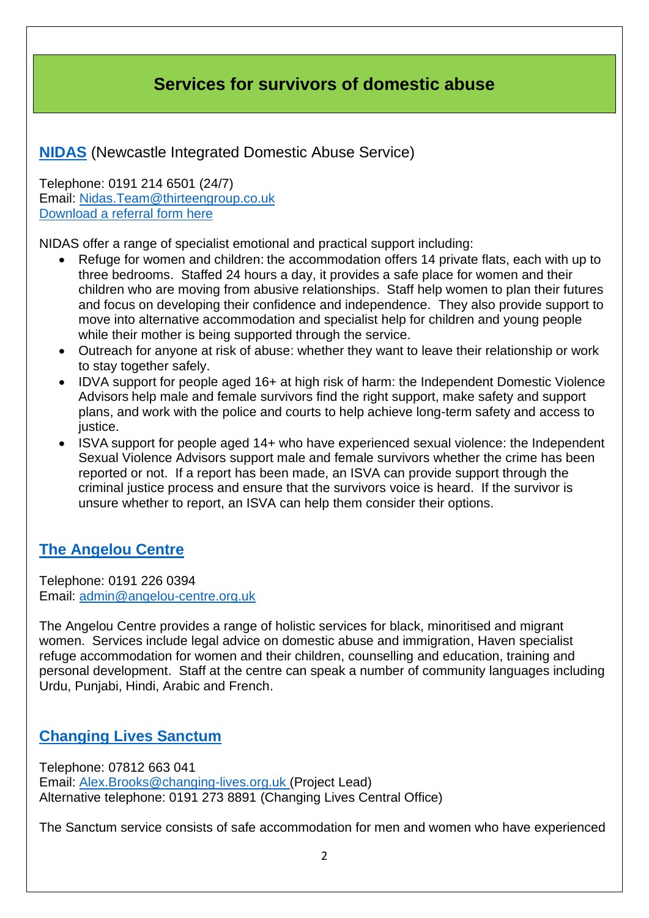# Services for survivors of domestic abuse

## NIDAS (Newcastle Integrated Domestic Abuse Service)

Telephone: 0191 214 6501 (24/7)
Email: Nidas.Team@thirteengroup.co.uk
Download a referral form here

NIDAS offer a range of specialist emotional and practical support including:

- Refuge for women and children: the accommodation offers 14 private flats, each with up to three bedrooms. Staffed 24 hours a day, it provides a safe place for women and their children who are moving from abusive relationships. Staff help women to plan their futures and focus on developing their confidence and independence. They also provide support to move into alternative accommodation and specialist help for children and young people while their mother is being supported through the service.
- Outreach for anyone at risk of abuse: whether they want to leave their relationship or work to stay together safely.
- IDVA support for people aged 16+ at high risk of harm: the Independent Domestic Violence Advisors help male and female survivors find the right support, make safety and support plans, and work with the police and courts to help achieve long-term safety and access to justice.
- ISVA support for people aged 14+ who have experienced sexual violence: the Independent Sexual Violence Advisors support male and female survivors whether the crime has been reported or not. If a report has been made, an ISVA can provide support through the criminal justice process and ensure that the survivors voice is heard. If the survivor is unsure whether to report, an ISVA can help them consider their options.

## The Angelou Centre

Telephone: 0191 226 0394
Email: admin@angelou-centre.org.uk

The Angelou Centre provides a range of holistic services for black, minoritised and migrant women. Services include legal advice on domestic abuse and immigration, Haven specialist refuge accommodation for women and their children, counselling and education, training and personal development. Staff at the centre can speak a number of community languages including Urdu, Punjabi, Hindi, Arabic and French.

## Changing Lives Sanctum

Telephone: 07812 663 041
Email: Alex.Brooks@changing-lives.org.uk (Project Lead)
Alternative telephone: 0191 273 8891 (Changing Lives Central Office)

The Sanctum service consists of safe accommodation for men and women who have experienced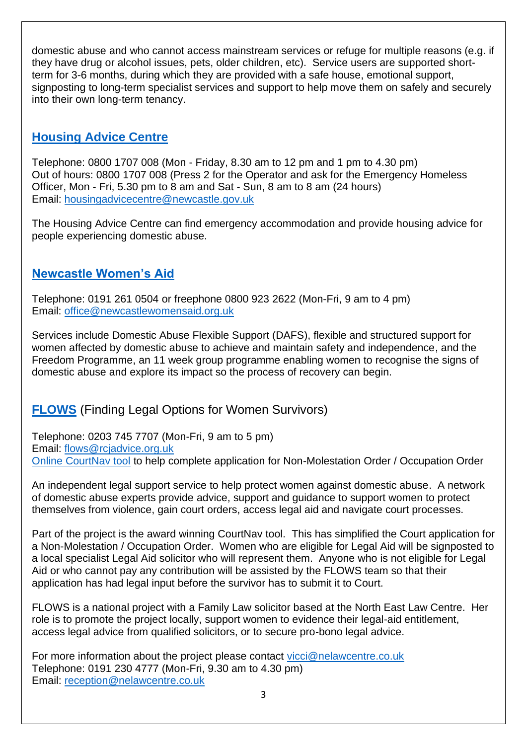domestic abuse and who cannot access mainstream services or refuge for multiple reasons (e.g. if they have drug or alcohol issues, pets, older children, etc). Service users are supported short-term for 3-6 months, during which they are provided with a safe house, emotional support, signposting to long-term specialist services and support to help move them on safely and securely into their own long-term tenancy.

## Housing Advice Centre

Telephone: 0800 1707 008 (Mon - Friday, 8.30 am to 12 pm and 1 pm to 4.30 pm)
Out of hours: 0800 1707 008 (Press 2 for the Operator and ask for the Emergency Homeless Officer, Mon - Fri, 5.30 pm to 8 am and Sat - Sun, 8 am to 8 am (24 hours)
Email: housingadvicecentre@newcastle.gov.uk

The Housing Advice Centre can find emergency accommodation and provide housing advice for people experiencing domestic abuse.

## Newcastle Women's Aid

Telephone: 0191 261 0504 or freephone 0800 923 2622 (Mon-Fri, 9 am to 4 pm)
Email: office@newcastlewomensaid.org.uk

Services include Domestic Abuse Flexible Support (DAFS), flexible and structured support for women affected by domestic abuse to achieve and maintain safety and independence, and the Freedom Programme, an 11 week group programme enabling women to recognise the signs of domestic abuse and explore its impact so the process of recovery can begin.

## FLOWS (Finding Legal Options for Women Survivors)

Telephone: 0203 745 7707 (Mon-Fri, 9 am to 5 pm)
Email: flows@rcjadvice.org.uk
Online CourtNav tool to help complete application for Non-Molestation Order / Occupation Order

An independent legal support service to help protect women against domestic abuse. A network of domestic abuse experts provide advice, support and guidance to support women to protect themselves from violence, gain court orders, access legal aid and navigate court processes.

Part of the project is the award winning CourtNav tool. This has simplified the Court application for a Non-Molestation / Occupation Order. Women who are eligible for Legal Aid will be signposted to a local specialist Legal Aid solicitor who will represent them. Anyone who is not eligible for Legal Aid or who cannot pay any contribution will be assisted by the FLOWS team so that their application has had legal input before the survivor has to submit it to Court.

FLOWS is a national project with a Family Law solicitor based at the North East Law Centre. Her role is to promote the project locally, support women to evidence their legal-aid entitlement, access legal advice from qualified solicitors, or to secure pro-bono legal advice.

For more information about the project please contact vicci@nelawcentre.co.uk
Telephone: 0191 230 4777 (Mon-Fri, 9.30 am to 4.30 pm)
Email: reception@nelawcentre.co.uk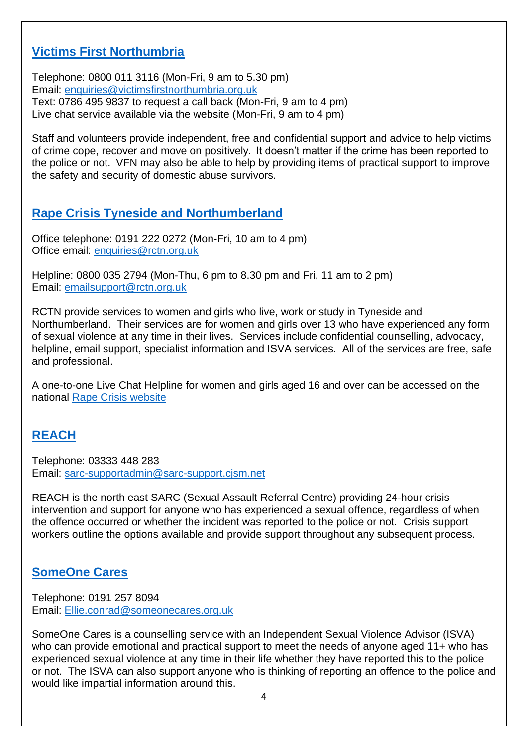## Victims First Northumbria

Telephone: 0800 011 3116 (Mon-Fri, 9 am to 5.30 pm)
Email: enquiries@victimsfirstnorthumbria.org.uk
Text: 0786 495 9837 to request a call back (Mon-Fri, 9 am to 4 pm)
Live chat service available via the website (Mon-Fri, 9 am to 4 pm)

Staff and volunteers provide independent, free and confidential support and advice to help victims of crime cope, recover and move on positively. It doesn't matter if the crime has been reported to the police or not. VFN may also be able to help by providing items of practical support to improve the safety and security of domestic abuse survivors.

## Rape Crisis Tyneside and Northumberland

Office telephone: 0191 222 0272 (Mon-Fri, 10 am to 4 pm)
Office email: enquiries@rctn.org.uk

Helpline: 0800 035 2794 (Mon-Thu, 6 pm to 8.30 pm and Fri, 11 am to 2 pm)
Email: emailsupport@rctn.org.uk

RCTN provide services to women and girls who live, work or study in Tyneside and Northumberland. Their services are for women and girls over 13 who have experienced any form of sexual violence at any time in their lives. Services include confidential counselling, advocacy, helpline, email support, specialist information and ISVA services. All of the services are free, safe and professional.

A one-to-one Live Chat Helpline for women and girls aged 16 and over can be accessed on the national Rape Crisis website

## REACH

Telephone: 03333 448 283
Email: sarc-supportadmin@sarc-support.cjsm.net

REACH is the north east SARC (Sexual Assault Referral Centre) providing 24-hour crisis intervention and support for anyone who has experienced a sexual offence, regardless of when the offence occurred or whether the incident was reported to the police or not. Crisis support workers outline the options available and provide support throughout any subsequent process.

## SomeOne Cares

Telephone: 0191 257 8094
Email: Ellie.conrad@someonecares.org.uk

SomeOne Cares is a counselling service with an Independent Sexual Violence Advisor (ISVA) who can provide emotional and practical support to meet the needs of anyone aged 11+ who has experienced sexual violence at any time in their life whether they have reported this to the police or not. The ISVA can also support anyone who is thinking of reporting an offence to the police and would like impartial information around this.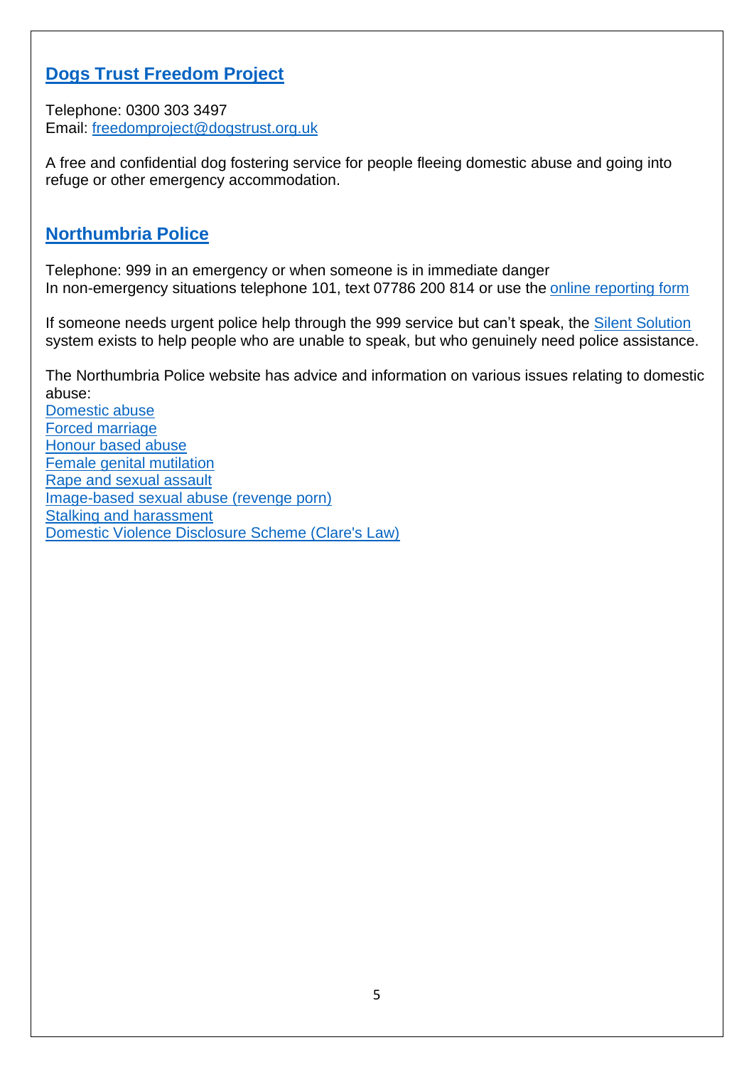## Dogs Trust Freedom Project

Telephone: 0300 303 3497
Email: freedomproject@dogstrust.org.uk

A free and confidential dog fostering service for people fleeing domestic abuse and going into refuge or other emergency accommodation.

## Northumbria Police

Telephone: 999 in an emergency or when someone is in immediate danger
In non-emergency situations telephone 101, text 07786 200 814 or use the online reporting form

If someone needs urgent police help through the 999 service but can't speak, the Silent Solution system exists to help people who are unable to speak, but who genuinely need police assistance.

The Northumbria Police website has advice and information on various issues relating to domestic abuse:
Domestic abuse
Forced marriage
Honour based abuse
Female genital mutilation
Rape and sexual assault
Image-based sexual abuse (revenge porn)
Stalking and harassment
Domestic Violence Disclosure Scheme (Clare's Law)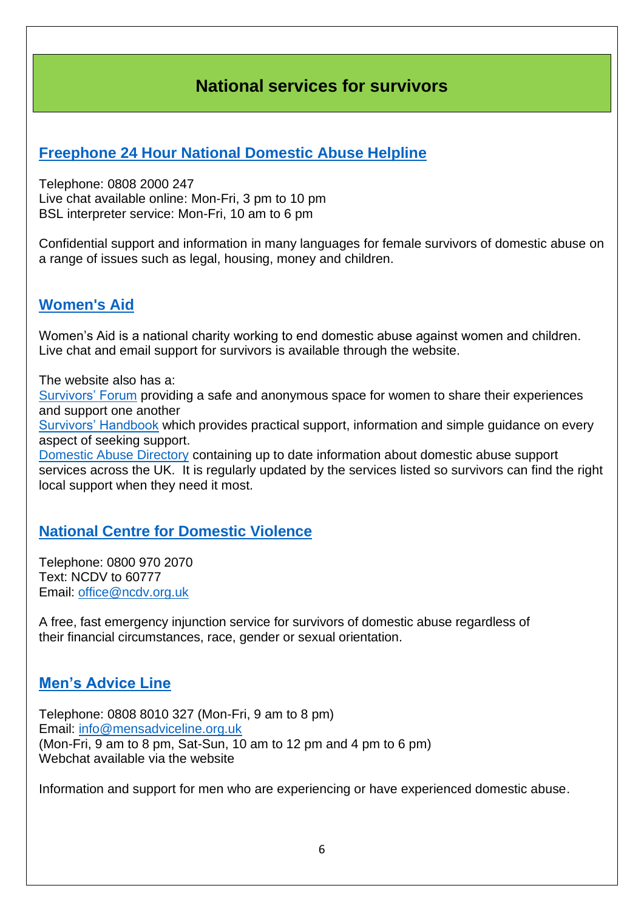# National services for survivors

## Freephone 24 Hour National Domestic Abuse Helpline

Telephone: 0808 2000 247
Live chat available online: Mon-Fri, 3 pm to 10 pm
BSL interpreter service: Mon-Fri, 10 am to 6 pm

Confidential support and information in many languages for female survivors of domestic abuse on a range of issues such as legal, housing, money and children.

## Women's Aid

Women's Aid is a national charity working to end domestic abuse against women and children. Live chat and email support for survivors is available through the website.

The website also has a:
Survivors' Forum providing a safe and anonymous space for women to share their experiences and support one another
Survivors' Handbook which provides practical support, information and simple guidance on every aspect of seeking support.
Domestic Abuse Directory containing up to date information about domestic abuse support services across the UK. It is regularly updated by the services listed so survivors can find the right local support when they need it most.

## National Centre for Domestic Violence

Telephone: 0800 970 2070
Text: NCDV to 60777
Email: office@ncdv.org.uk

A free, fast emergency injunction service for survivors of domestic abuse regardless of their financial circumstances, race, gender or sexual orientation.

## Men's Advice Line

Telephone: 0808 8010 327 (Mon-Fri, 9 am to 8 pm)
Email: info@mensadviceline.org.uk
(Mon-Fri, 9 am to 8 pm, Sat-Sun, 10 am to 12 pm and 4 pm to 6 pm)
Webchat available via the website

Information and support for men who are experiencing or have experienced domestic abuse.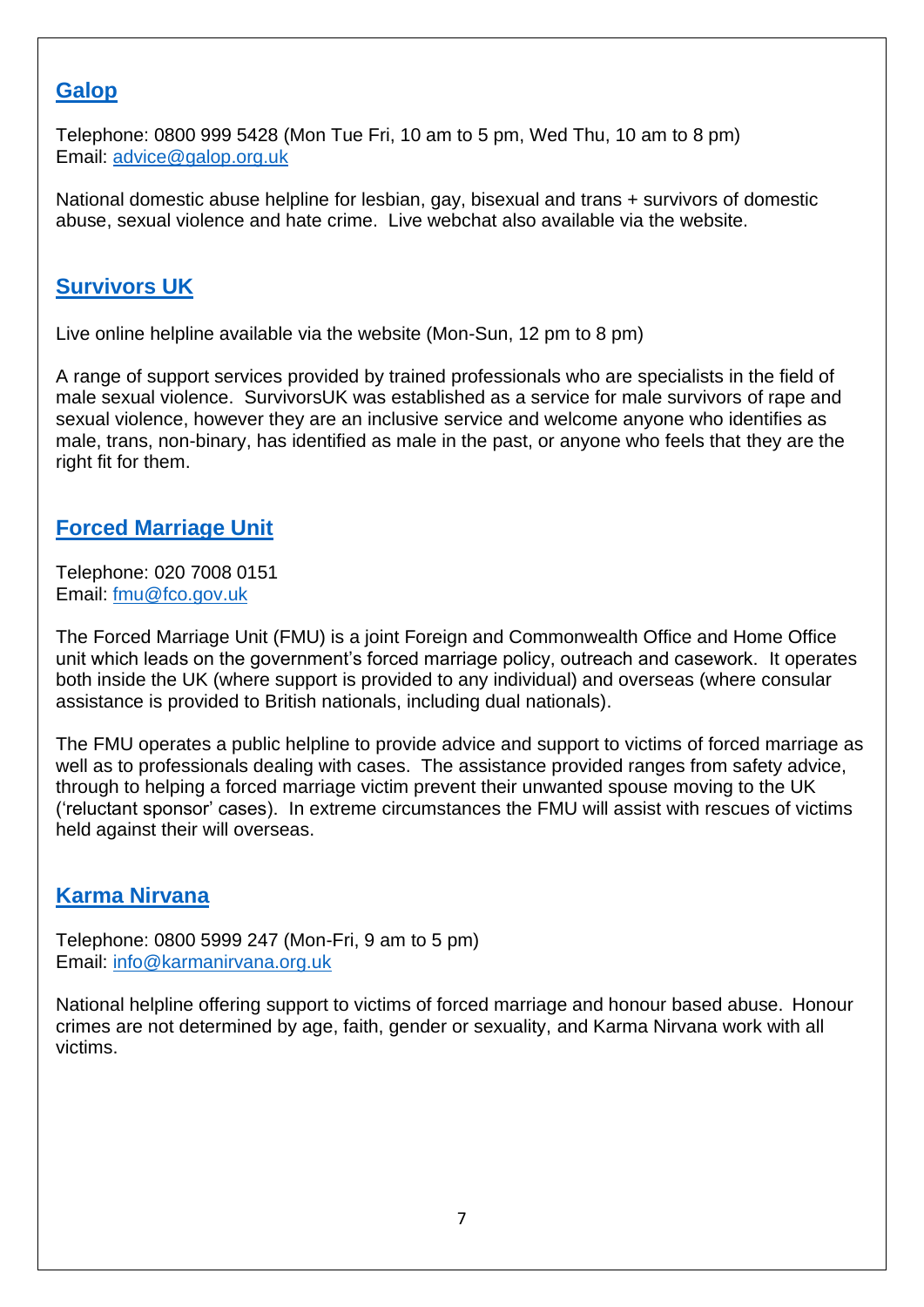## [Galop]

Telephone: 0800 999 5428 (Mon Tue Fri, 10 am to 5 pm, Wed Thu, 10 am to 8 pm)
Email: advice@galop.org.uk

National domestic abuse helpline for lesbian, gay, bisexual and trans + survivors of domestic abuse, sexual violence and hate crime. Live webchat also available via the website.

## Survivors UK

Live online helpline available via the website (Mon-Sun, 12 pm to 8 pm)

A range of support services provided by trained professionals who are specialists in the field of male sexual violence. SurvivorsUK was established as a service for male survivors of rape and sexual violence, however they are an inclusive service and welcome anyone who identifies as male, trans, non-binary, has identified as male in the past, or anyone who feels that they are the right fit for them.

## Forced Marriage Unit

Telephone: 020 7008 0151
Email: fmu@fco.gov.uk

The Forced Marriage Unit (FMU) is a joint Foreign and Commonwealth Office and Home Office unit which leads on the government's forced marriage policy, outreach and casework. It operates both inside the UK (where support is provided to any individual) and overseas (where consular assistance is provided to British nationals, including dual nationals).

The FMU operates a public helpline to provide advice and support to victims of forced marriage as well as to professionals dealing with cases. The assistance provided ranges from safety advice, through to helping a forced marriage victim prevent their unwanted spouse moving to the UK ('reluctant sponsor' cases). In extreme circumstances the FMU will assist with rescues of victims held against their will overseas.

## Karma Nirvana

Telephone: 0800 5999 247 (Mon-Fri, 9 am to 5 pm)
Email: info@karmanirvana.org.uk

National helpline offering support to victims of forced marriage and honour based abuse. Honour crimes are not determined by age, faith, gender or sexuality, and Karma Nirvana work with all victims.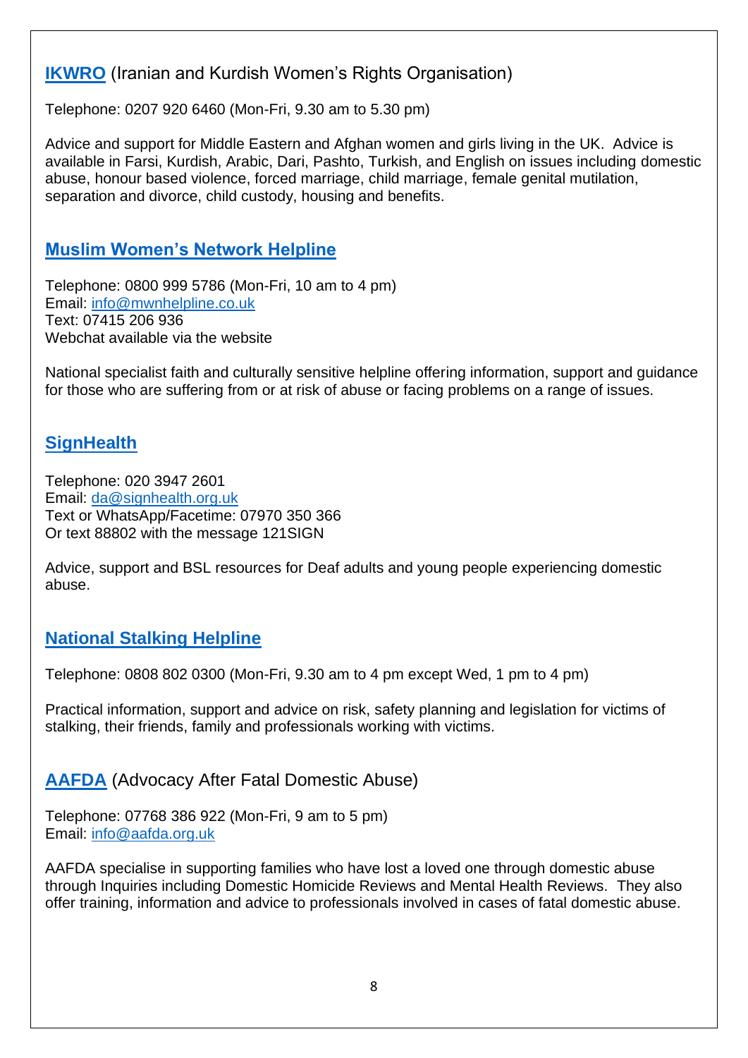## **IKWRO** (Iranian and Kurdish Women's Rights Organisation)

Telephone: 0207 920 6460 (Mon-Fri, 9.30 am to 5.30 pm)

Advice and support for Middle Eastern and Afghan women and girls living in the UK. Advice is available in Farsi, Kurdish, Arabic, Dari, Pashto, Turkish, and English on issues including domestic abuse, honour based violence, forced marriage, child marriage, female genital mutilation, separation and divorce, child custody, housing and benefits.

## **Muslim Women's Network Helpline**

Telephone: 0800 999 5786 (Mon-Fri, 10 am to 4 pm)
Email: info@mwnhelpline.co.uk
Text: 07415 206 936
Webchat available via the website

National specialist faith and culturally sensitive helpline offering information, support and guidance for those who are suffering from or at risk of abuse or facing problems on a range of issues.

## **SignHealth**

Telephone: 020 3947 2601
Email: da@signhealth.org.uk
Text or WhatsApp/Facetime: 07970 350 366
Or text 88802 with the message 121SIGN

Advice, support and BSL resources for Deaf adults and young people experiencing domestic abuse.

## **National Stalking Helpline**

Telephone: 0808 802 0300 (Mon-Fri, 9.30 am to 4 pm except Wed, 1 pm to 4 pm)

Practical information, support and advice on risk, safety planning and legislation for victims of stalking, their friends, family and professionals working with victims.

## **AAFDA** (Advocacy After Fatal Domestic Abuse)

Telephone: 07768 386 922 (Mon-Fri, 9 am to 5 pm)
Email: info@aafda.org.uk

AAFDA specialise in supporting families who have lost a loved one through domestic abuse through Inquiries including Domestic Homicide Reviews and Mental Health Reviews. They also offer training, information and advice to professionals involved in cases of fatal domestic abuse.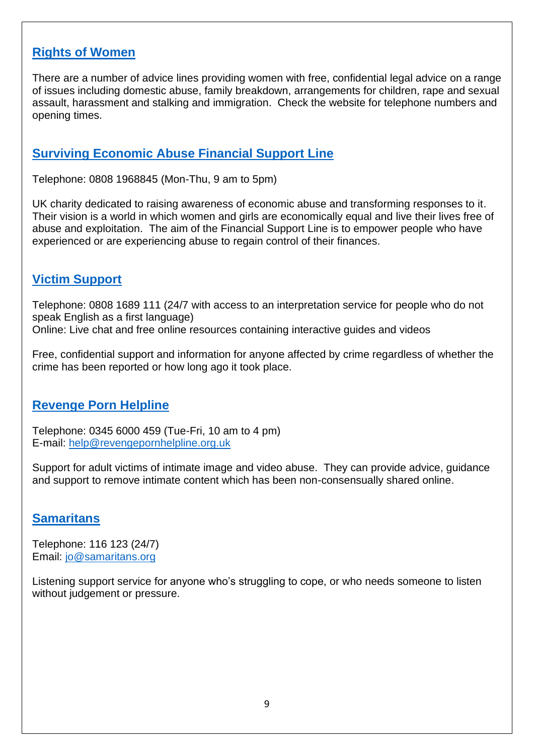## [Rights of Women]

There are a number of advice lines providing women with free, confidential legal advice on a range of issues including domestic abuse, family breakdown, arrangements for children, rape and sexual assault, harassment and stalking and immigration. Check the website for telephone numbers and opening times.

## [Surviving Economic Abuse Financial Support Line]

Telephone: 0808 1968845 (Mon-Thu, 9 am to 5pm)

UK charity dedicated to raising awareness of economic abuse and transforming responses to it. Their vision is a world in which women and girls are economically equal and live their lives free of abuse and exploitation. The aim of the Financial Support Line is to empower people who have experienced or are experiencing abuse to regain control of their finances.

## [Victim Support]

Telephone: 0808 1689 111 (24/7 with access to an interpretation service for people who do not speak English as a first language)
Online: Live chat and free online resources containing interactive guides and videos

Free, confidential support and information for anyone affected by crime regardless of whether the crime has been reported or how long ago it took place.

## [Revenge Porn Helpline]

Telephone: 0345 6000 459 (Tue-Fri, 10 am to 4 pm)
E-mail: help@revengepornhelpline.org.uk

Support for adult victims of intimate image and video abuse. They can provide advice, guidance and support to remove intimate content which has been non-consensually shared online.

## [Samaritans]

Telephone: 116 123 (24/7)
Email: jo@samaritans.org

Listening support service for anyone who's struggling to cope, or who needs someone to listen without judgement or pressure.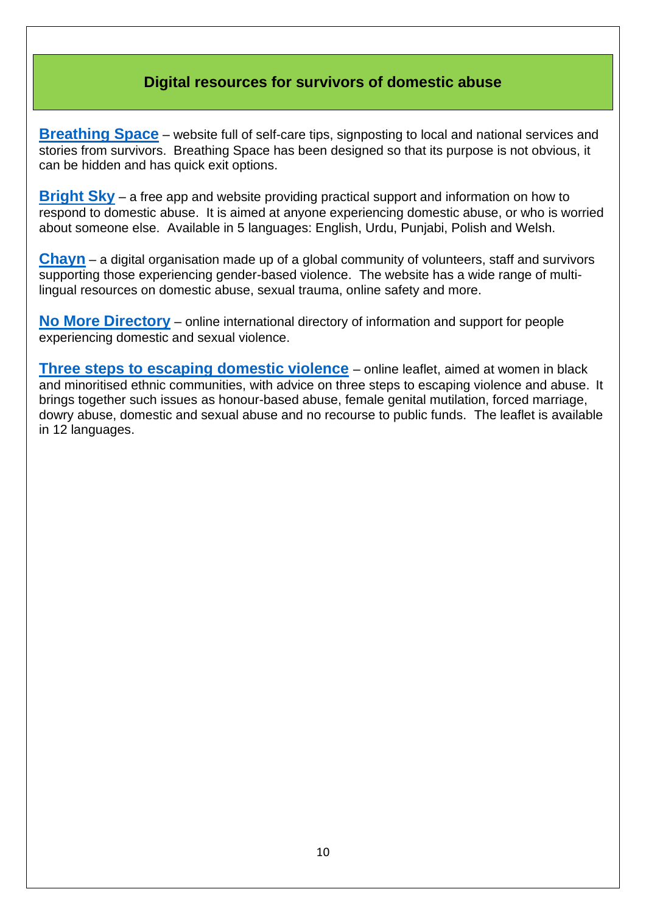## Digital resources for survivors of domestic abuse

**Breathing Space** – website full of self-care tips, signposting to local and national services and stories from survivors. Breathing Space has been designed so that its purpose is not obvious, it can be hidden and has quick exit options.

**Bright Sky** – a free app and website providing practical support and information on how to respond to domestic abuse. It is aimed at anyone experiencing domestic abuse, or who is worried about someone else. Available in 5 languages: English, Urdu, Punjabi, Polish and Welsh.

**Chayn** – a digital organisation made up of a global community of volunteers, staff and survivors supporting those experiencing gender-based violence. The website has a wide range of multi-lingual resources on domestic abuse, sexual trauma, online safety and more.

**No More Directory** – online international directory of information and support for people experiencing domestic and sexual violence.

**Three steps to escaping domestic violence** – online leaflet, aimed at women in black and minoritised ethnic communities, with advice on three steps to escaping violence and abuse. It brings together such issues as honour-based abuse, female genital mutilation, forced marriage, dowry abuse, domestic and sexual abuse and no recourse to public funds. The leaflet is available in 12 languages.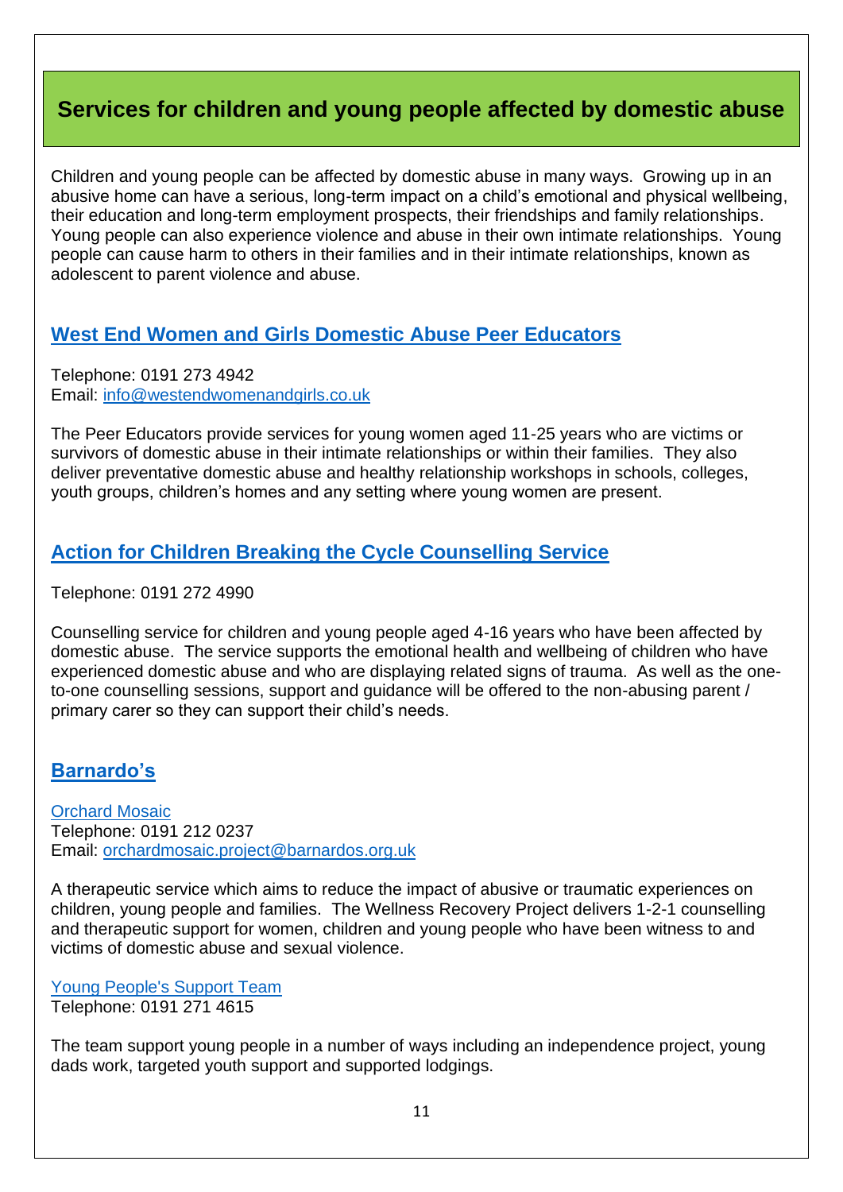## Services for children and young people affected by domestic abuse

Children and young people can be affected by domestic abuse in many ways. Growing up in an abusive home can have a serious, long-term impact on a child's emotional and physical wellbeing, their education and long-term employment prospects, their friendships and family relationships. Young people can also experience violence and abuse in their own intimate relationships. Young people can cause harm to others in their families and in their intimate relationships, known as adolescent to parent violence and abuse.

### West End Women and Girls Domestic Abuse Peer Educators

Telephone: 0191 273 4942
Email: info@westendwomenandgirls.co.uk

The Peer Educators provide services for young women aged 11-25 years who are victims or survivors of domestic abuse in their intimate relationships or within their families. They also deliver preventative domestic abuse and healthy relationship workshops in schools, colleges, youth groups, children's homes and any setting where young women are present.

### Action for Children Breaking the Cycle Counselling Service

Telephone: 0191 272 4990

Counselling service for children and young people aged 4-16 years who have been affected by domestic abuse. The service supports the emotional health and wellbeing of children who have experienced domestic abuse and who are displaying related signs of trauma. As well as the one-to-one counselling sessions, support and guidance will be offered to the non-abusing parent / primary carer so they can support their child's needs.

### Barnardo's

Orchard Mosaic
Telephone: 0191 212 0237
Email: orchardmosaic.project@barnardos.org.uk

A therapeutic service which aims to reduce the impact of abusive or traumatic experiences on children, young people and families. The Wellness Recovery Project delivers 1-2-1 counselling and therapeutic support for women, children and young people who have been witness to and victims of domestic abuse and sexual violence.

Young People's Support Team
Telephone: 0191 271 4615

The team support young people in a number of ways including an independence project, young dads work, targeted youth support and supported lodgings.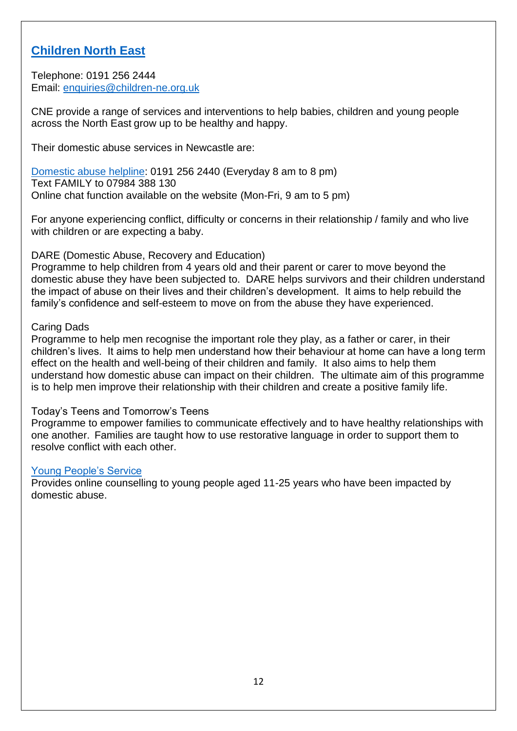## Children North East

Telephone: 0191 256 2444
Email: enquiries@children-ne.org.uk

CNE provide a range of services and interventions to help babies, children and young people across the North East grow up to be healthy and happy.

Their domestic abuse services in Newcastle are:

Domestic abuse helpline: 0191 256 2440 (Everyday 8 am to 8 pm)
Text FAMILY to 07984 388 130
Online chat function available on the website (Mon-Fri, 9 am to 5 pm)

For anyone experiencing conflict, difficulty or concerns in their relationship / family and who live with children or are expecting a baby.

DARE (Domestic Abuse, Recovery and Education)
Programme to help children from 4 years old and their parent or carer to move beyond the domestic abuse they have been subjected to. DARE helps survivors and their children understand the impact of abuse on their lives and their children's development. It aims to help rebuild the family's confidence and self-esteem to move on from the abuse they have experienced.

Caring Dads
Programme to help men recognise the important role they play, as a father or carer, in their children's lives. It aims to help men understand how their behaviour at home can have a long term effect on the health and well-being of their children and family. It also aims to help them understand how domestic abuse can impact on their children. The ultimate aim of this programme is to help men improve their relationship with their children and create a positive family life.

Today's Teens and Tomorrow's Teens
Programme to empower families to communicate effectively and to have healthy relationships with one another. Families are taught how to use restorative language in order to support them to resolve conflict with each other.

Young People's Service
Provides online counselling to young people aged 11-25 years who have been impacted by domestic abuse.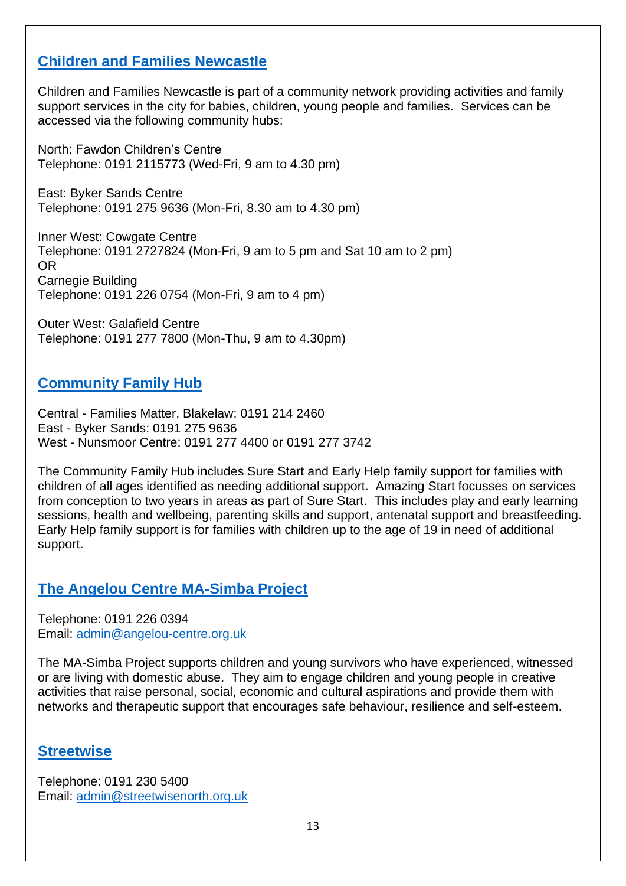## [Children and Families Newcastle]

Children and Families Newcastle is part of a community network providing activities and family support services in the city for babies, children, young people and families. Services can be accessed via the following community hubs:

North: Fawdon Children's Centre
Telephone: 0191 2115773 (Wed-Fri, 9 am to 4.30 pm)

East: Byker Sands Centre
Telephone: 0191 275 9636 (Mon-Fri, 8.30 am to 4.30 pm)

Inner West: Cowgate Centre
Telephone: 0191 2727824 (Mon-Fri, 9 am to 5 pm and Sat 10 am to 2 pm)
OR
Carnegie Building
Telephone: 0191 226 0754 (Mon-Fri, 9 am to 4 pm)

Outer West: Galafield Centre
Telephone: 0191 277 7800 (Mon-Thu, 9 am to 4.30pm)

## [Community Family Hub]

Central - Families Matter, Blakelaw: 0191 214 2460
East - Byker Sands: 0191 275 9636
West - Nunsmoor Centre: 0191 277 4400 or 0191 277 3742

The Community Family Hub includes Sure Start and Early Help family support for families with children of all ages identified as needing additional support. Amazing Start focusses on services from conception to two years in areas as part of Sure Start. This includes play and early learning sessions, health and wellbeing, parenting skills and support, antenatal support and breastfeeding. Early Help family support is for families with children up to the age of 19 in need of additional support.

## [The Angelou Centre MA-Simba Project]

Telephone: 0191 226 0394
Email: admin@angelou-centre.org.uk

The MA-Simba Project supports children and young survivors who have experienced, witnessed or are living with domestic abuse. They aim to engage children and young people in creative activities that raise personal, social, economic and cultural aspirations and provide them with networks and therapeutic support that encourages safe behaviour, resilience and self-esteem.

## [Streetwise]

Telephone: 0191 230 5400
Email: admin@streetwisenorth.org.uk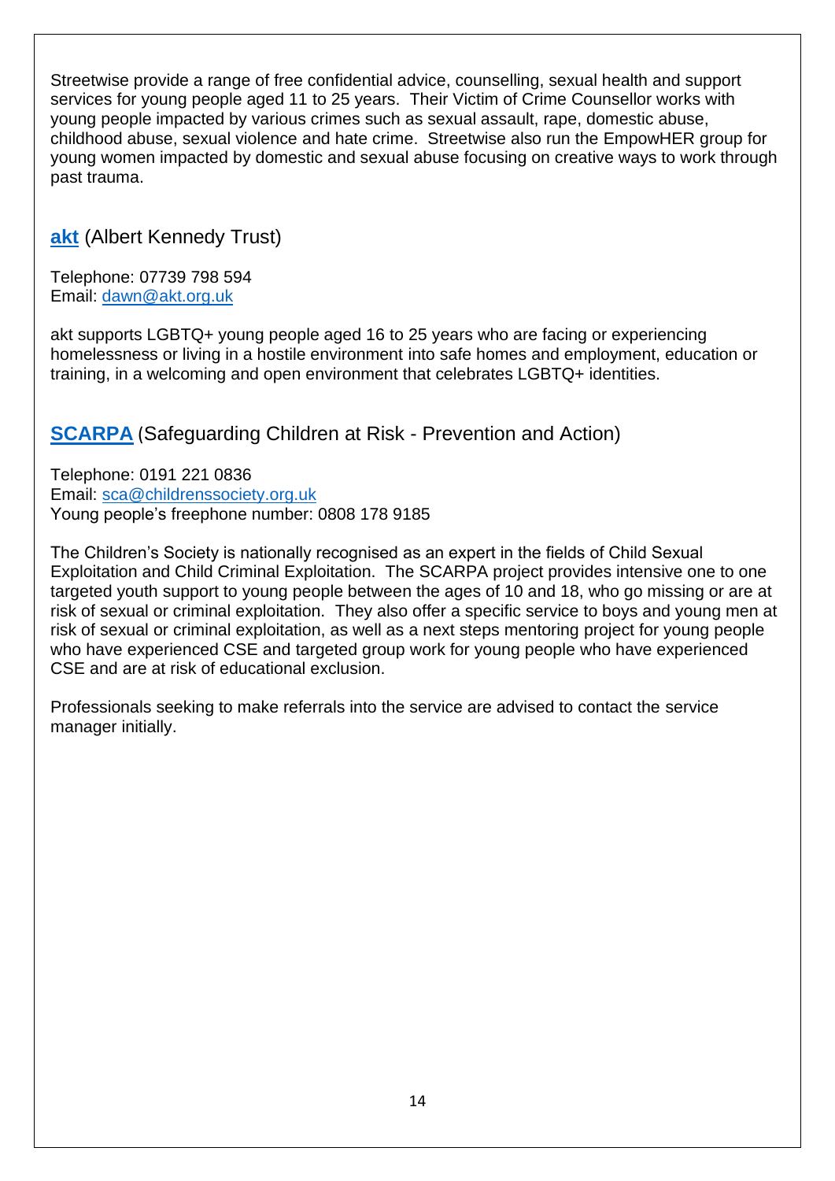Streetwise provide a range of free confidential advice, counselling, sexual health and support services for young people aged 11 to 25 years. Their Victim of Crime Counsellor works with young people impacted by various crimes such as sexual assault, rape, domestic abuse, childhood abuse, sexual violence and hate crime. Streetwise also run the EmpowHER group for young women impacted by domestic and sexual abuse focusing on creative ways to work through past trauma.

## **akt** (Albert Kennedy Trust)

Telephone: 07739 798 594
Email: dawn@akt.org.uk

akt supports LGBTQ+ young people aged 16 to 25 years who are facing or experiencing homelessness or living in a hostile environment into safe homes and employment, education or training, in a welcoming and open environment that celebrates LGBTQ+ identities.

## **SCARPA** (Safeguarding Children at Risk - Prevention and Action)

Telephone: 0191 221 0836
Email: sca@childrenssociety.org.uk
Young people's freephone number: 0808 178 9185

The Children's Society is nationally recognised as an expert in the fields of Child Sexual Exploitation and Child Criminal Exploitation. The SCARPA project provides intensive one to one targeted youth support to young people between the ages of 10 and 18, who go missing or are at risk of sexual or criminal exploitation. They also offer a specific service to boys and young men at risk of sexual or criminal exploitation, as well as a next steps mentoring project for young people who have experienced CSE and targeted group work for young people who have experienced CSE and are at risk of educational exclusion.

Professionals seeking to make referrals into the service are advised to contact the service manager initially.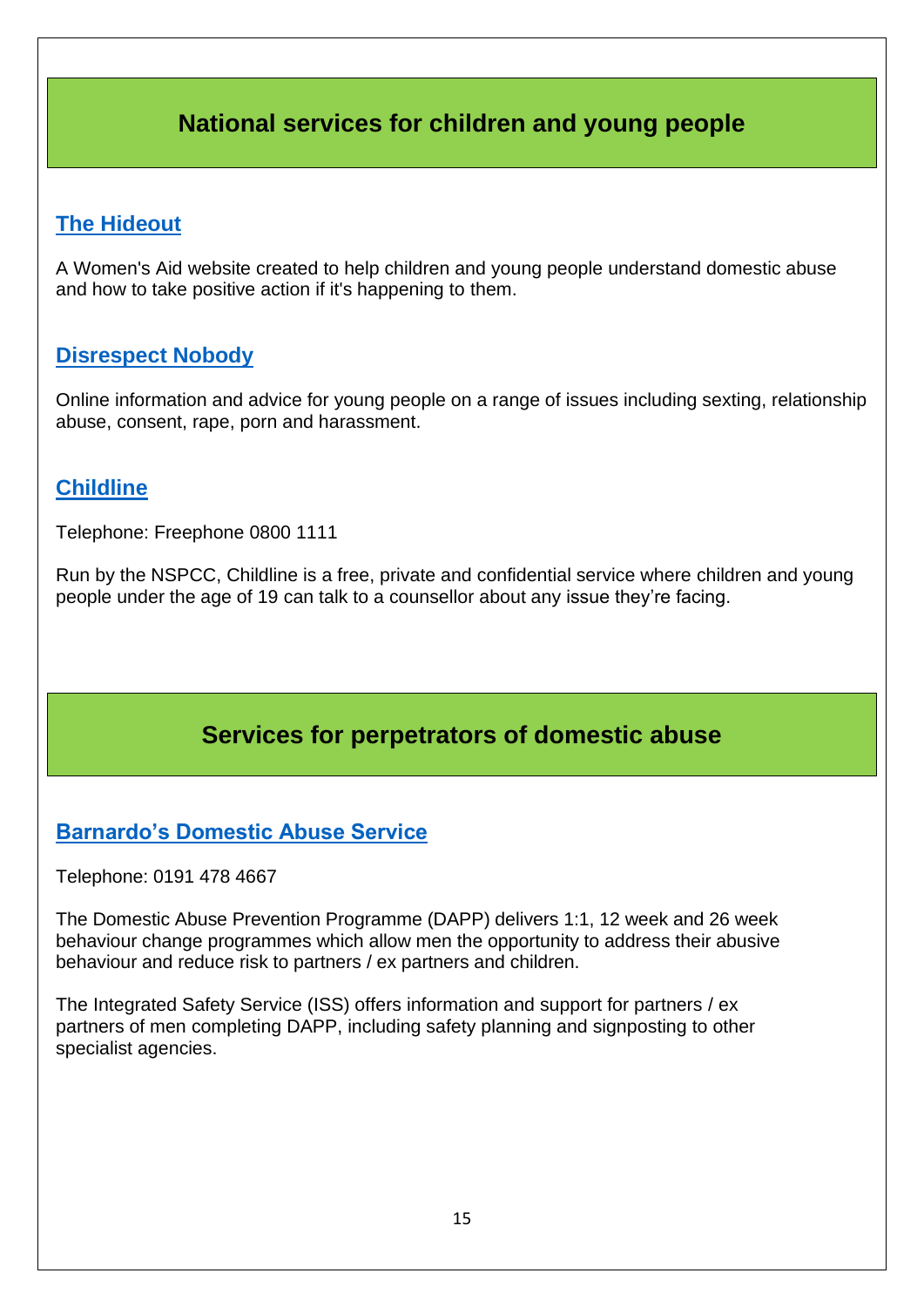## National services for children and young people

### The Hideout

A Women's Aid website created to help children and young people understand domestic abuse and how to take positive action if it's happening to them.

### Disrespect Nobody

Online information and advice for young people on a range of issues including sexting, relationship abuse, consent, rape, porn and harassment.

### Childline

Telephone: Freephone 0800 1111

Run by the NSPCC, Childline is a free, private and confidential service where children and young people under the age of 19 can talk to a counsellor about any issue they're facing.

## Services for perpetrators of domestic abuse

### Barnardo's Domestic Abuse Service

Telephone: 0191 478 4667

The Domestic Abuse Prevention Programme (DAPP) delivers 1:1, 12 week and 26 week behaviour change programmes which allow men the opportunity to address their abusive behaviour and reduce risk to partners / ex partners and children.

The Integrated Safety Service (ISS) offers information and support for partners / ex partners of men completing DAPP, including safety planning and signposting to other specialist agencies.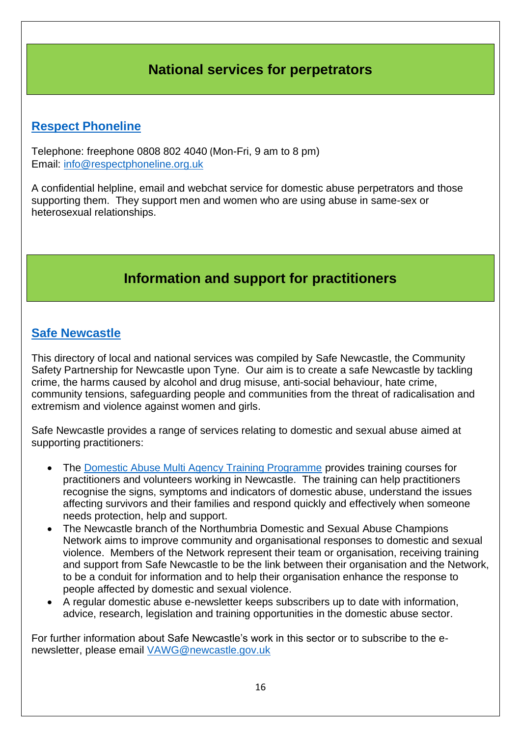## National services for perpetrators

### [Respect Phoneline]

Telephone: freephone 0808 802 4040 (Mon-Fri, 9 am to 8 pm)
Email: info@respectphoneline.org.uk

A confidential helpline, email and webchat service for domestic abuse perpetrators and those supporting them. They support men and women who are using abuse in same-sex or heterosexual relationships.

## Information and support for practitioners

### [Safe Newcastle]

This directory of local and national services was compiled by Safe Newcastle, the Community Safety Partnership for Newcastle upon Tyne. Our aim is to create a safe Newcastle by tackling crime, the harms caused by alcohol and drug misuse, anti-social behaviour, hate crime, community tensions, safeguarding people and communities from the threat of radicalisation and extremism and violence against women and girls.

Safe Newcastle provides a range of services relating to domestic and sexual abuse aimed at supporting practitioners:

- The Domestic Abuse Multi Agency Training Programme provides training courses for practitioners and volunteers working in Newcastle. The training can help practitioners recognise the signs, symptoms and indicators of domestic abuse, understand the issues affecting survivors and their families and respond quickly and effectively when someone needs protection, help and support.
- The Newcastle branch of the Northumbria Domestic and Sexual Abuse Champions Network aims to improve community and organisational responses to domestic and sexual violence. Members of the Network represent their team or organisation, receiving training and support from Safe Newcastle to be the link between their organisation and the Network, to be a conduit for information and to help their organisation enhance the response to people affected by domestic and sexual violence.
- A regular domestic abuse e-newsletter keeps subscribers up to date with information, advice, research, legislation and training opportunities in the domestic abuse sector.

For further information about Safe Newcastle's work in this sector or to subscribe to the e-newsletter, please email VAWG@newcastle.gov.uk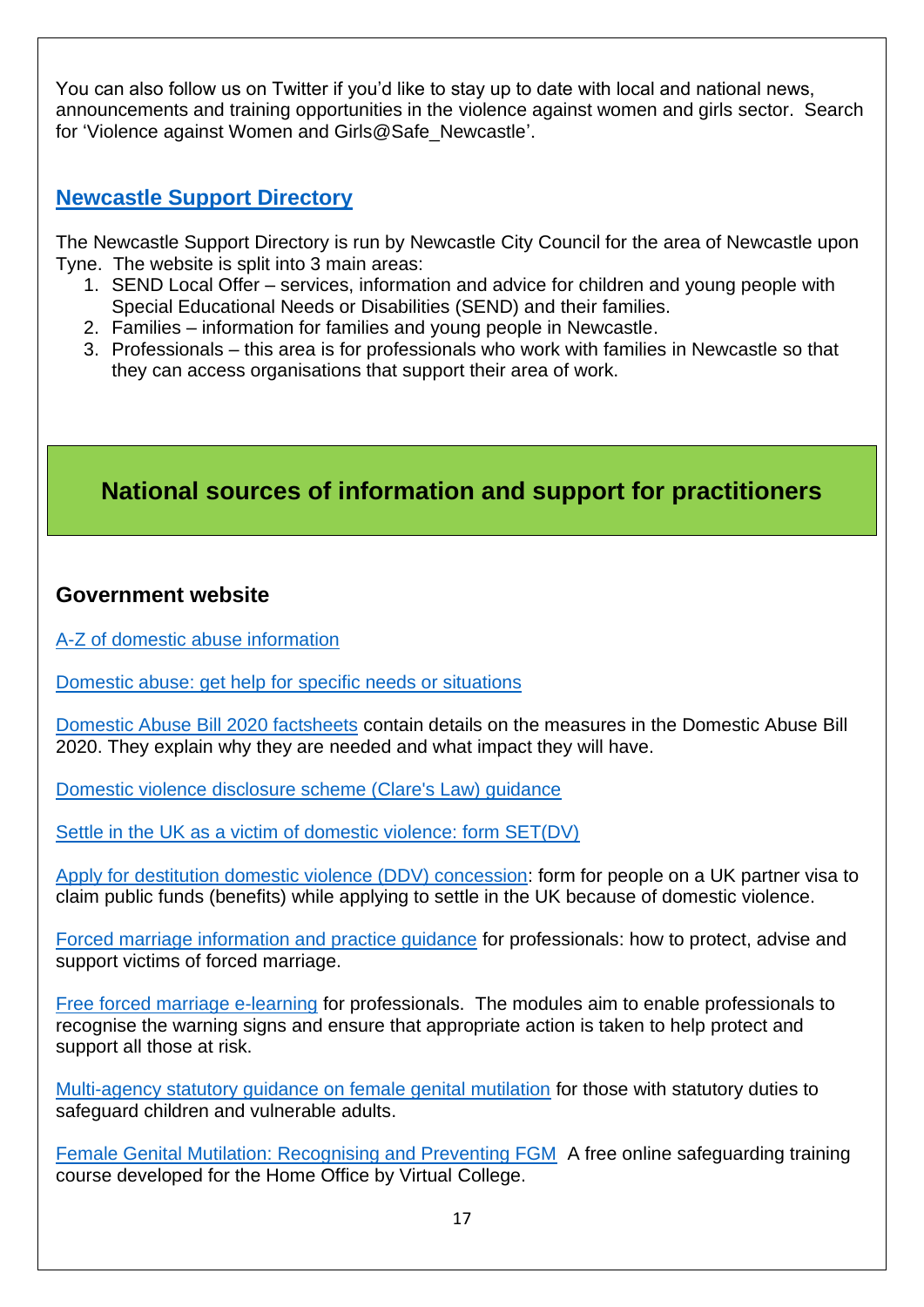You can also follow us on Twitter if you'd like to stay up to date with local and national news, announcements and training opportunities in the violence against women and girls sector. Search for 'Violence against Women and Girls@Safe_Newcastle'.

### Newcastle Support Directory

The Newcastle Support Directory is run by Newcastle City Council for the area of Newcastle upon Tyne. The website is split into 3 main areas:

1. SEND Local Offer – services, information and advice for children and young people with Special Educational Needs or Disabilities (SEND) and their families.
2. Families – information for families and young people in Newcastle.
3. Professionals – this area is for professionals who work with families in Newcastle so that they can access organisations that support their area of work.

## National sources of information and support for practitioners

### Government website

A-Z of domestic abuse information

Domestic abuse: get help for specific needs or situations

Domestic Abuse Bill 2020 factsheets contain details on the measures in the Domestic Abuse Bill 2020. They explain why they are needed and what impact they will have.

Domestic violence disclosure scheme (Clare's Law) guidance

Settle in the UK as a victim of domestic violence: form SET(DV)

Apply for destitution domestic violence (DDV) concession: form for people on a UK partner visa to claim public funds (benefits) while applying to settle in the UK because of domestic violence.

Forced marriage information and practice guidance for professionals: how to protect, advise and support victims of forced marriage.

Free forced marriage e-learning for professionals. The modules aim to enable professionals to recognise the warning signs and ensure that appropriate action is taken to help protect and support all those at risk.

Multi-agency statutory guidance on female genital mutilation for those with statutory duties to safeguard children and vulnerable adults.

Female Genital Mutilation: Recognising and Preventing FGM A free online safeguarding training course developed for the Home Office by Virtual College.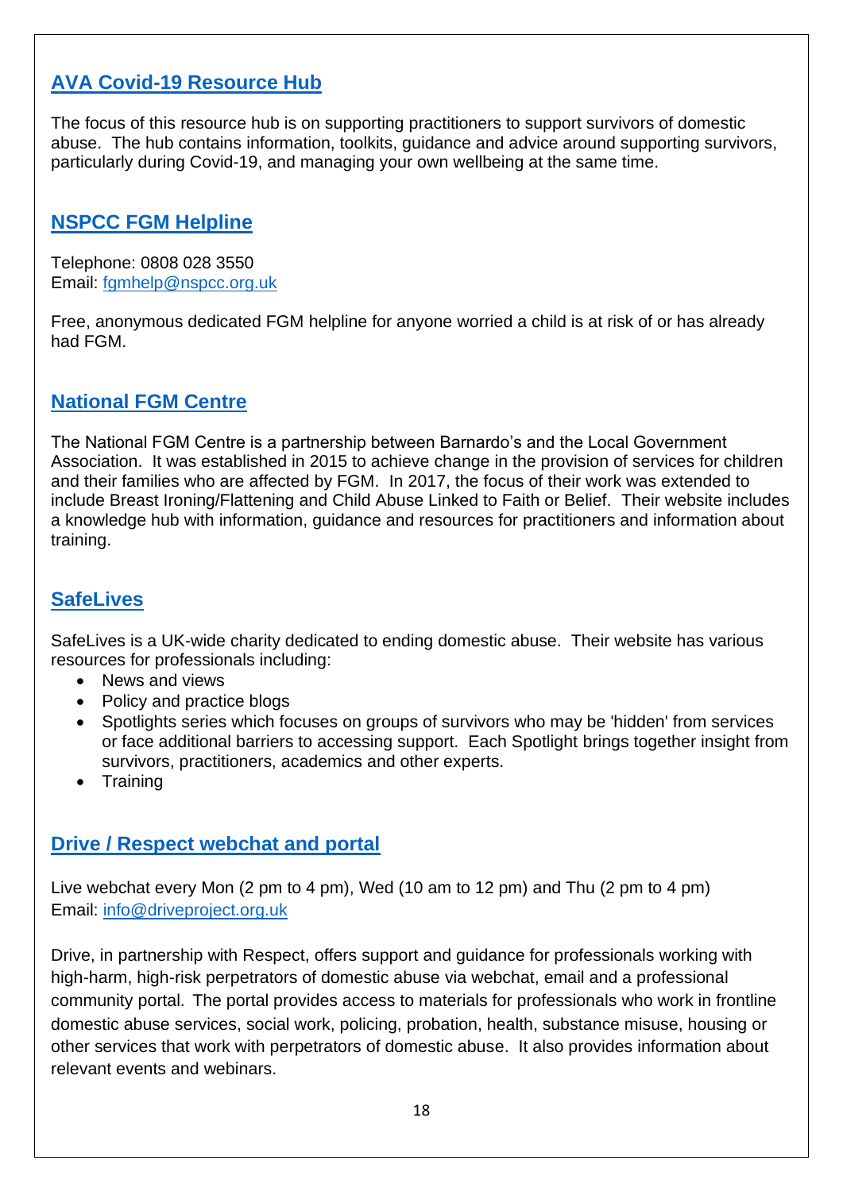## AVA Covid-19 Resource Hub

The focus of this resource hub is on supporting practitioners to support survivors of domestic abuse. The hub contains information, toolkits, guidance and advice around supporting survivors, particularly during Covid-19, and managing your own wellbeing at the same time.

## NSPCC FGM Helpline

Telephone: 0808 028 3550
Email: fgmhelp@nspcc.org.uk

Free, anonymous dedicated FGM helpline for anyone worried a child is at risk of or has already had FGM.

## National FGM Centre

The National FGM Centre is a partnership between Barnardo's and the Local Government Association. It was established in 2015 to achieve change in the provision of services for children and their families who are affected by FGM. In 2017, the focus of their work was extended to include Breast Ironing/Flattening and Child Abuse Linked to Faith or Belief. Their website includes a knowledge hub with information, guidance and resources for practitioners and information about training.

## SafeLives

SafeLives is a UK-wide charity dedicated to ending domestic abuse. Their website has various resources for professionals including:

- News and views
- Policy and practice blogs
- Spotlights series which focuses on groups of survivors who may be 'hidden' from services or face additional barriers to accessing support. Each Spotlight brings together insight from survivors, practitioners, academics and other experts.
- Training

## Drive / Respect webchat and portal

Live webchat every Mon (2 pm to 4 pm), Wed (10 am to 12 pm) and Thu (2 pm to 4 pm)
Email: info@driveproject.org.uk

Drive, in partnership with Respect, offers support and guidance for professionals working with high-harm, high-risk perpetrators of domestic abuse via webchat, email and a professional community portal. The portal provides access to materials for professionals who work in frontline domestic abuse services, social work, policing, probation, health, substance misuse, housing or other services that work with perpetrators of domestic abuse. It also provides information about relevant events and webinars.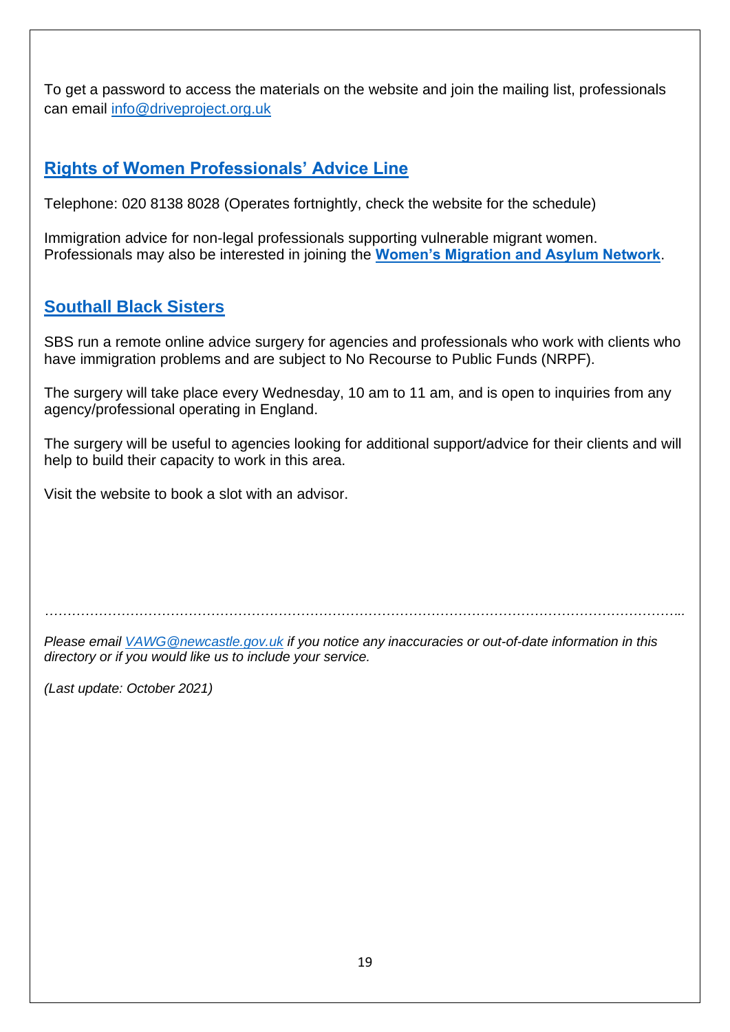To get a password to access the materials on the website and join the mailing list, professionals can email info@driveproject.org.uk

## Rights of Women Professionals' Advice Line

Telephone: 020 8138 8028 (Operates fortnightly, check the website for the schedule)

Immigration advice for non-legal professionals supporting vulnerable migrant women. Professionals may also be interested in joining the **Women's Migration and Asylum Network**.

## Southall Black Sisters

SBS run a remote online advice surgery for agencies and professionals who work with clients who have immigration problems and are subject to No Recourse to Public Funds (NRPF).

The surgery will take place every Wednesday, 10 am to 11 am, and is open to inquiries from any agency/professional operating in England.

The surgery will be useful to agencies looking for additional support/advice for their clients and will help to build their capacity to work in this area.

Visit the website to book a slot with an advisor.

………………………………………………………………………………………………………………………..

*Please email VAWG@newcastle.gov.uk if you notice any inaccuracies or out-of-date information in this directory or if you would like us to include your service.*

*(Last update: October 2021)*